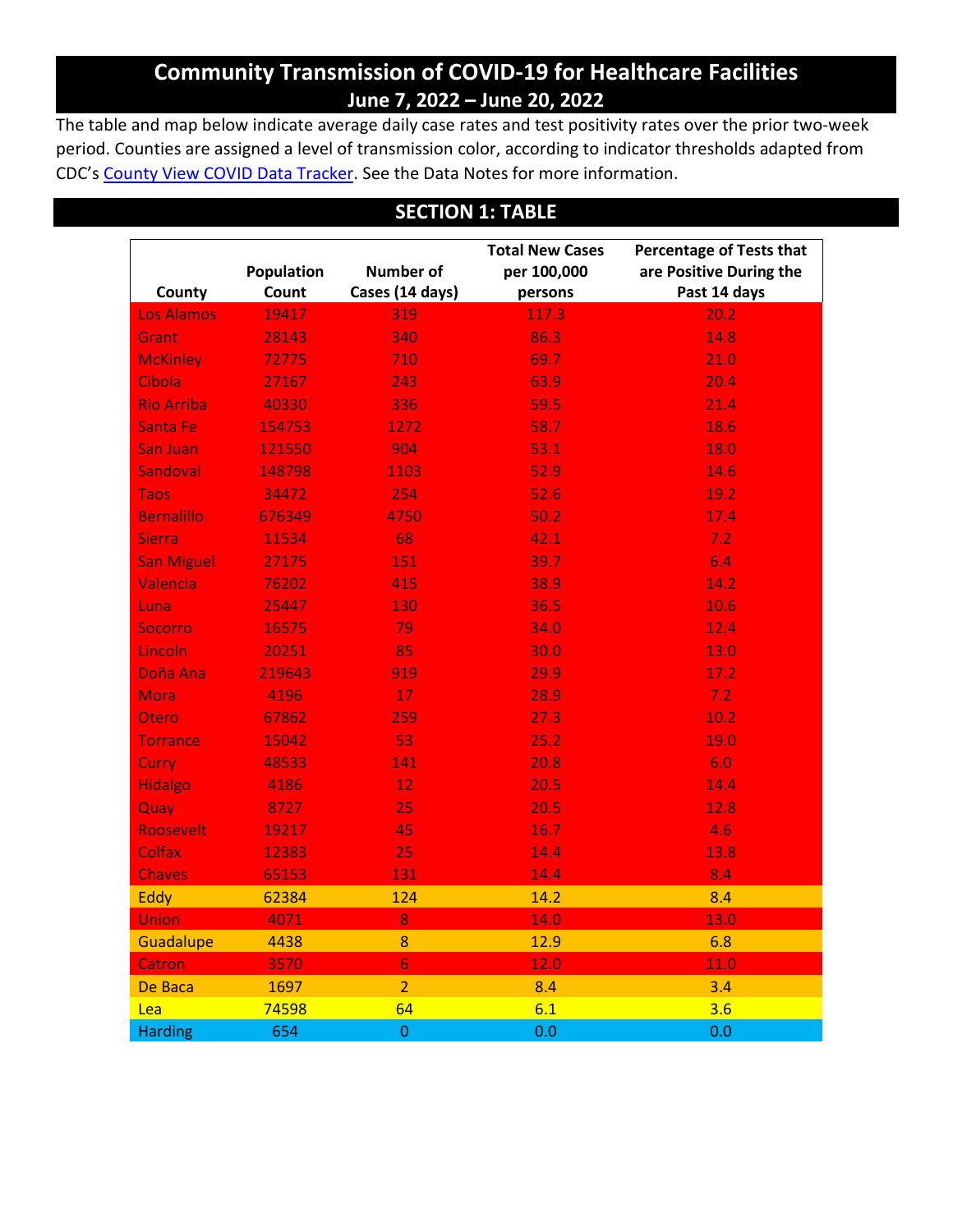# Community Transmission of COVID-19 for Healthcare Facilities

## June 7, 2022 – June 20, 2022

The table and map below indicate average daily case rates and test positivity rates over the prior two-week period. Counties are assigned a level of transmission color, according to indicator thresholds adapted from CDC's [County View COVID Data Tracker](). See the Data Notes for more information.

## SECTION 1: TABLE

| County | Population Count | Number of Cases (14 days) | Total New Cases per 100,000 persons | Percentage of Tests that are Positive During the Past 14 days |
|---|---|---|---|---|
| Los Alamos | 19417 | 319 | 117.3 | 20.2 |
| Grant | 28143 | 340 | 86.3 | 14.8 |
| McKinley | 72775 | 710 | 69.7 | 21.0 |
| Cibola | 27167 | 243 | 63.9 | 20.4 |
| Rio Arriba | 40330 | 336 | 59.5 | 21.4 |
| Santa Fe | 154753 | 1272 | 58.7 | 18.6 |
| San Juan | 121550 | 904 | 53.1 | 18.0 |
| Sandoval | 148798 | 1103 | 52.9 | 14.6 |
| Taos | 34472 | 254 | 52.6 | 19.2 |
| Bernalillo | 676349 | 4750 | 50.2 | 17.4 |
| Sierra | 11534 | 68 | 42.1 | 7.2 |
| San Miguel | 27175 | 151 | 39.7 | 6.4 |
| Valencia | 76202 | 415 | 38.9 | 14.2 |
| Luna | 25447 | 130 | 36.5 | 10.6 |
| Socorro | 16575 | 79 | 34.0 | 12.4 |
| Lincoln | 20251 | 85 | 30.0 | 13.0 |
| Doña Ana | 219643 | 919 | 29.9 | 17.2 |
| Mora | 4196 | 17 | 28.9 | 7.2 |
| Otero | 67862 | 259 | 27.3 | 10.2 |
| Torrance | 15042 | 53 | 25.2 | 19.0 |
| Curry | 48533 | 141 | 20.8 | 6.0 |
| Hidalgo | 4186 | 12 | 20.5 | 14.4 |
| Quay | 8727 | 25 | 20.5 | 12.8 |
| Roosevelt | 19217 | 45 | 16.7 | 4.6 |
| Colfax | 12383 | 25 | 14.4 | 13.8 |
| Chaves | 65153 | 131 | 14.4 | 8.4 |
| Eddy | 62384 | 124 | 14.2 | 8.4 |
| Union | 4071 | 8 | 14.0 | 13.0 |
| Guadalupe | 4438 | 8 | 12.9 | 6.8 |
| Catron | 3570 | 6 | 12.0 | 11.0 |
| De Baca | 1697 | 2 | 8.4 | 3.4 |
| Lea | 74598 | 64 | 6.1 | 3.6 |
| Harding | 654 | 0 | 0.0 | 0.0 |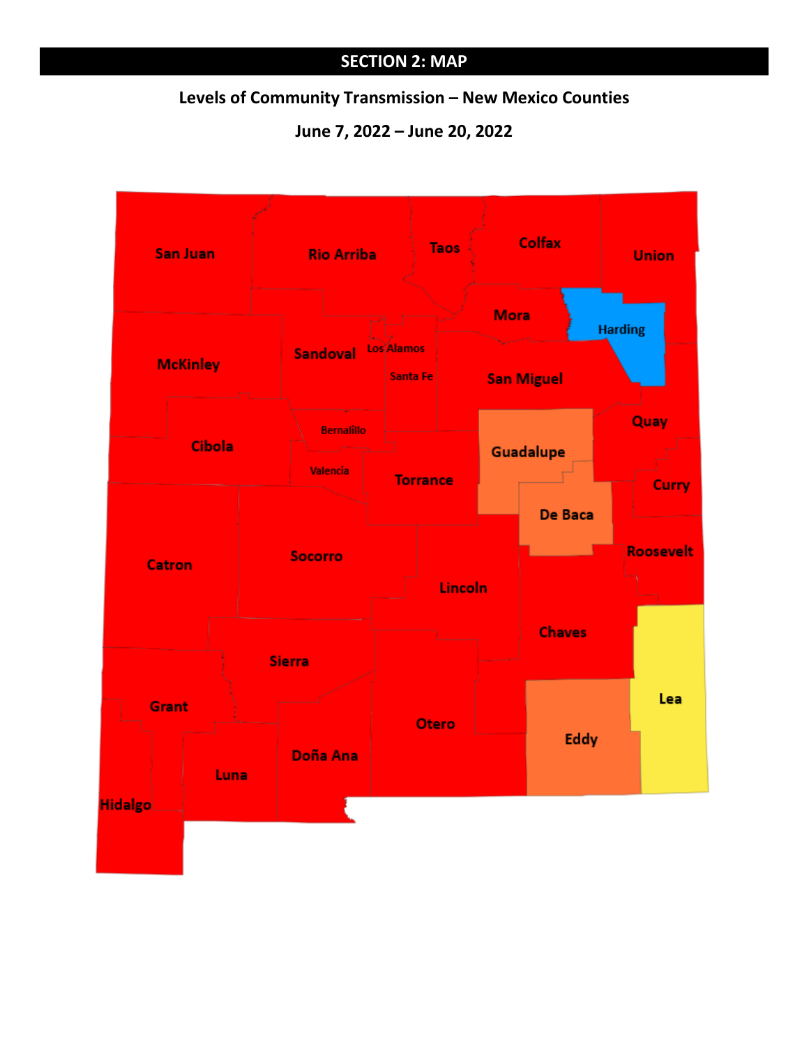# SECTION 2: MAP

**Levels of Community Transmission – New Mexico Counties**

**June 7, 2022 – June 20, 2022**

San Juan
Rio Arriba
Taos
Colfax
Union
Mora
Harding
McKinley
Sandoval
Los Alamos
Santa Fe
San Miguel
Quay
Bernalillo
Cibola
Guadalupe
Valencia
Torrance
Curry
De Baca
Roosevelt
Catron
Socorro
Lincoln
Chaves
Sierra
Lea
Grant
Otero
Eddy
Luna
Doña Ana
Hidalgo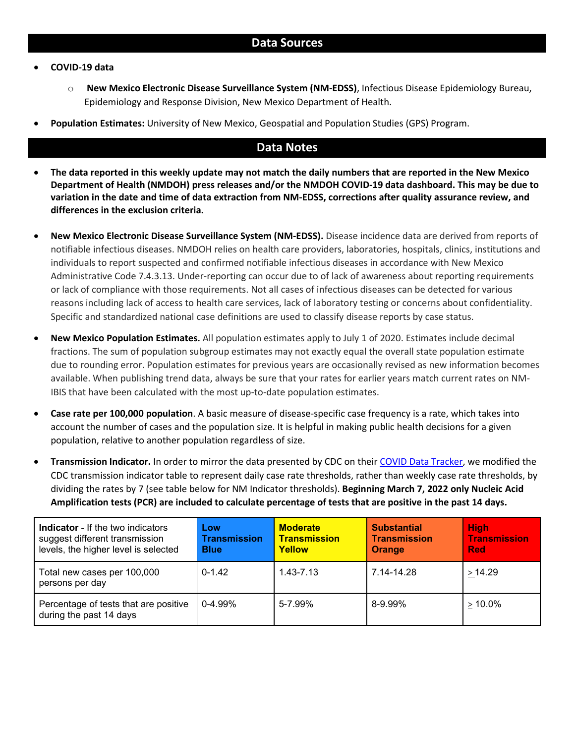## Data Sources

- **COVID-19 data**
  - **New Mexico Electronic Disease Surveillance System (NM-EDSS)**, Infectious Disease Epidemiology Bureau, Epidemiology and Response Division, New Mexico Department of Health.
- **Population Estimates:** University of New Mexico, Geospatial and Population Studies (GPS) Program.

## Data Notes

- **The data reported in this weekly update may not match the daily numbers that are reported in the New Mexico Department of Health (NMDOH) press releases and/or the NMDOH COVID-19 data dashboard. This may be due to variation in the date and time of data extraction from NM-EDSS, corrections after quality assurance review, and differences in the exclusion criteria.**

- **New Mexico Electronic Disease Surveillance System (NM-EDSS).** Disease incidence data are derived from reports of notifiable infectious diseases. NMDOH relies on health care providers, laboratories, hospitals, clinics, institutions and individuals to report suspected and confirmed notifiable infectious diseases in accordance with New Mexico Administrative Code 7.4.3.13. Under-reporting can occur due to of lack of awareness about reporting requirements or lack of compliance with those requirements. Not all cases of infectious diseases can be detected for various reasons including lack of access to health care services, lack of laboratory testing or concerns about confidentiality. Specific and standardized national case definitions are used to classify disease reports by case status.

- **New Mexico Population Estimates.** All population estimates apply to July 1 of 2020. Estimates include decimal fractions. The sum of population subgroup estimates may not exactly equal the overall state population estimate due to rounding error. Population estimates for previous years are occasionally revised as new information becomes available. When publishing trend data, always be sure that your rates for earlier years match current rates on NM-IBIS that have been calculated with the most up-to-date population estimates.

- **Case rate per 100,000 population**. A basic measure of disease-specific case frequency is a rate, which takes into account the number of cases and the population size. It is helpful in making public health decisions for a given population, relative to another population regardless of size.

- **Transmission Indicator.** In order to mirror the data presented by CDC on their COVID Data Tracker, we modified the CDC transmission indicator table to represent daily case rate thresholds, rather than weekly case rate thresholds, by dividing the rates by 7 (see table below for NM Indicator thresholds). **Beginning March 7, 2022 only Nucleic Acid Amplification tests (PCR) are included to calculate percentage of tests that are positive in the past 14 days.**

| **Indicator** - If the two indicators suggest different transmission levels, the higher level is selected | **Low Transmission Blue** | **Moderate Transmission Yellow** | **Substantial Transmission Orange** | **High Transmission Red** |
|---|---|---|---|---|
| Total new cases per 100,000 persons per day | 0-1.42 | 1.43-7.13 | 7.14-14.28 | ≥ 14.29 |
| Percentage of tests that are positive during the past 14 days | 0-4.99% | 5-7.99% | 8-9.99% | ≥ 10.0% |